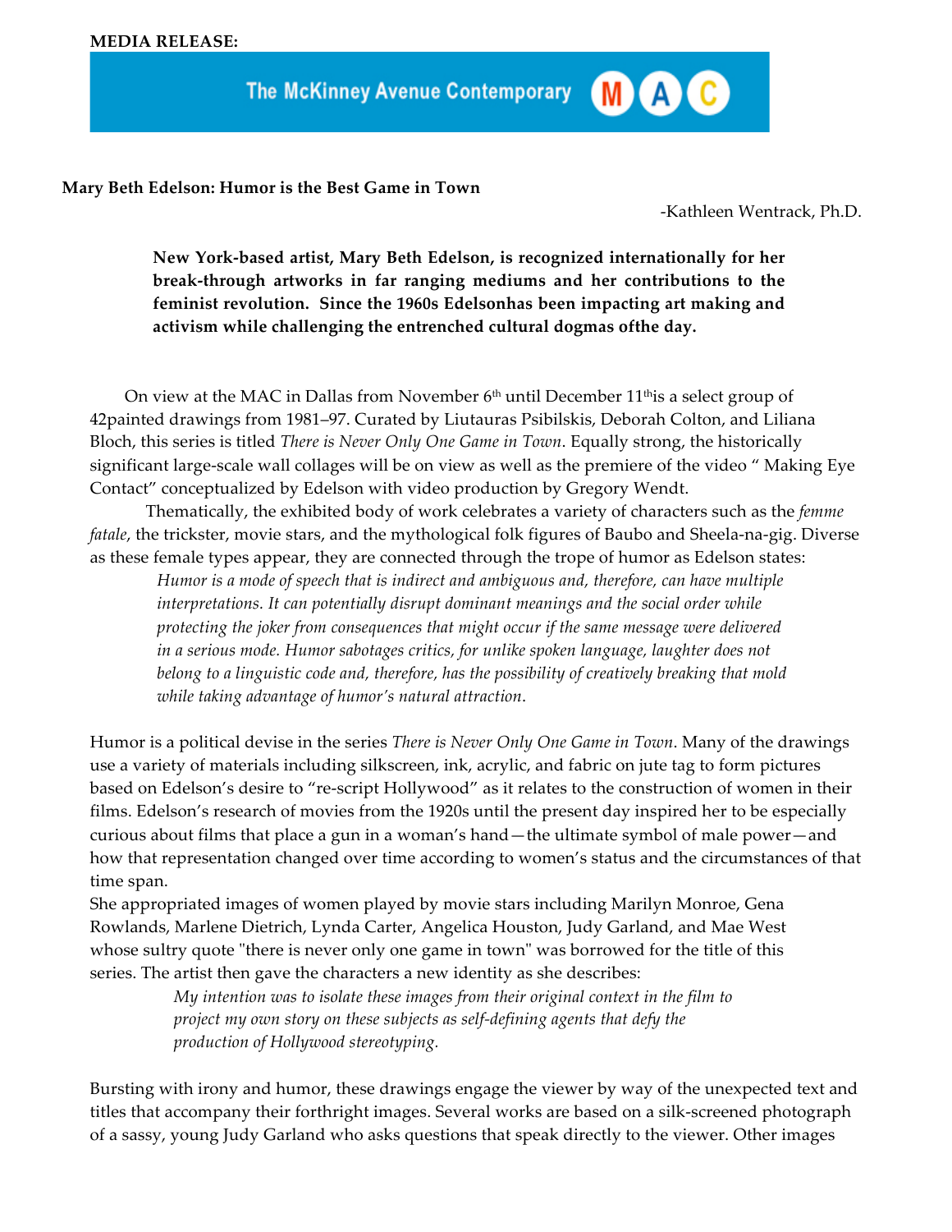**MEDIA RELEASE:**

The McKinney Avenue Contemporary MAC

**Mary Beth Edelson: Humor is the Best Game in Town**

-Kathleen Wentrack, Ph.D.

**New York-based artist, Mary Beth Edelson, is recognized internationally for her break-through artworks in far ranging mediums and her contributions to the feminist revolution. Since the 1960s Edelsonhas been impacting art making and activism while challenging the entrenched cultural dogmas ofthe day.**

On view at the MAC in Dallas from November 6th until December 11this a select group of 42painted drawings from 1981–97. Curated by Liutauras Psibilskis, Deborah Colton, and Liliana Bloch, this series is titled *There is Never Only One Game in Town*. Equally strong, the historically significant large-scale wall collages will be on view as well as the premiere of the video " Making Eye Contact" conceptualized by Edelson with video production by Gregory Wendt.

Thematically, the exhibited body of work celebrates a variety of characters such as the *femme fatale*, the trickster, movie stars, and the mythological folk figures of Baubo and Sheela-na-gig. Diverse as these female types appear, they are connected through the trope of humor as Edelson states:

> *Humor is a mode of speech that is indirect and ambiguous and, therefore, can have multiple interpretations. It can potentially disrupt dominant meanings and the social order while protecting the joker from consequences that might occur if the same message were delivered in a serious mode. Humor sabotages critics, for unlike spoken language, laughter does not belong to a linguistic code and, therefore, has the possibility of creatively breaking that mold while taking advantage of humor's natural attraction*.

Humor is a political devise in the series *There is Never Only One Game in Town*. Many of the drawings use a variety of materials including silkscreen, ink, acrylic, and fabric on jute tag to form pictures based on Edelson's desire to "re-script Hollywood" as it relates to the construction of women in their films. Edelson's research of movies from the 1920s until the present day inspired her to be especially curious about films that place a gun in a woman's hand—the ultimate symbol of male power—and how that representation changed over time according to women's status and the circumstances of that time span.

She appropriated images of women played by movie stars including Marilyn Monroe, Gena Rowlands, Marlene Dietrich, Lynda Carter, Angelica Houston, Judy Garland, and Mae West whose sultry quote "there is never only one game in town" was borrowed for the title of this series. The artist then gave the characters a new identity as she describes:

> *My intention was to isolate these images from their original context in the film to project my own story on these subjects as self-defining agents that defy the production of Hollywood stereotyping.*

Bursting with irony and humor, these drawings engage the viewer by way of the unexpected text and titles that accompany their forthright images. Several works are based on a silk-screened photograph of a sassy, young Judy Garland who asks questions that speak directly to the viewer. Other images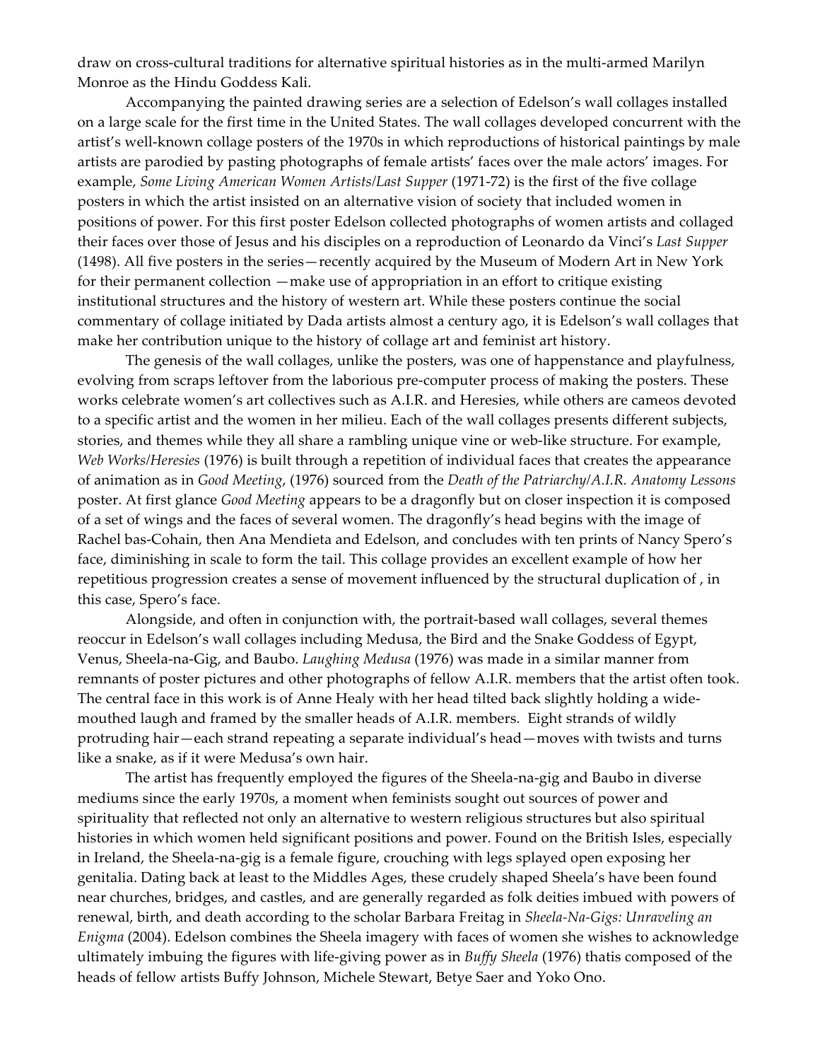draw on cross-cultural traditions for alternative spiritual histories as in the multi-armed Marilyn Monroe as the Hindu Goddess Kali.

Accompanying the painted drawing series are a selection of Edelson's wall collages installed on a large scale for the first time in the United States. The wall collages developed concurrent with the artist's well-known collage posters of the 1970s in which reproductions of historical paintings by male artists are parodied by pasting photographs of female artists' faces over the male actors' images. For example, *Some Living American Women Artists/Last Supper* (1971-72) is the first of the five collage posters in which the artist insisted on an alternative vision of society that included women in positions of power. For this first poster Edelson collected photographs of women artists and collaged their faces over those of Jesus and his disciples on a reproduction of Leonardo da Vinci's *Last Supper* (1498). All five posters in the series—recently acquired by the Museum of Modern Art in New York for their permanent collection —make use of appropriation in an effort to critique existing institutional structures and the history of western art. While these posters continue the social commentary of collage initiated by Dada artists almost a century ago, it is Edelson's wall collages that make her contribution unique to the history of collage art and feminist art history.

The genesis of the wall collages, unlike the posters, was one of happenstance and playfulness, evolving from scraps leftover from the laborious pre-computer process of making the posters. These works celebrate women's art collectives such as A.I.R. and Heresies, while others are cameos devoted to a specific artist and the women in her milieu. Each of the wall collages presents different subjects, stories, and themes while they all share a rambling unique vine or web-like structure. For example, *Web Works/Heresies* (1976) is built through a repetition of individual faces that creates the appearance of animation as in *Good Meeting*, (1976) sourced from the *Death of the Patriarchy/A.I.R. Anatomy Lessons* poster. At first glance *Good Meeting* appears to be a dragonfly but on closer inspection it is composed of a set of wings and the faces of several women. The dragonfly's head begins with the image of Rachel bas-Cohain, then Ana Mendieta and Edelson, and concludes with ten prints of Nancy Spero's face, diminishing in scale to form the tail. This collage provides an excellent example of how her repetitious progression creates a sense of movement influenced by the structural duplication of , in this case, Spero's face.

Alongside, and often in conjunction with, the portrait-based wall collages, several themes reoccur in Edelson's wall collages including Medusa, the Bird and the Snake Goddess of Egypt, Venus, Sheela-na-Gig, and Baubo. *Laughing Medusa* (1976) was made in a similar manner from remnants of poster pictures and other photographs of fellow A.I.R. members that the artist often took. The central face in this work is of Anne Healy with her head tilted back slightly holding a wide-mouthed laugh and framed by the smaller heads of A.I.R. members. Eight strands of wildly protruding hair—each strand repeating a separate individual's head—moves with twists and turns like a snake, as if it were Medusa's own hair.

The artist has frequently employed the figures of the Sheela-na-gig and Baubo in diverse mediums since the early 1970s, a moment when feminists sought out sources of power and spirituality that reflected not only an alternative to western religious structures but also spiritual histories in which women held significant positions and power. Found on the British Isles, especially in Ireland, the Sheela-na-gig is a female figure, crouching with legs splayed open exposing her genitalia. Dating back at least to the Middles Ages, these crudely shaped Sheela's have been found near churches, bridges, and castles, and are generally regarded as folk deities imbued with powers of renewal, birth, and death according to the scholar Barbara Freitag in *Sheela-Na-Gigs: Unraveling an Enigma* (2004). Edelson combines the Sheela imagery with faces of women she wishes to acknowledge ultimately imbuing the figures with life-giving power as in *Buffy Sheela* (1976) thatis composed of the heads of fellow artists Buffy Johnson, Michele Stewart, Betye Saer and Yoko Ono.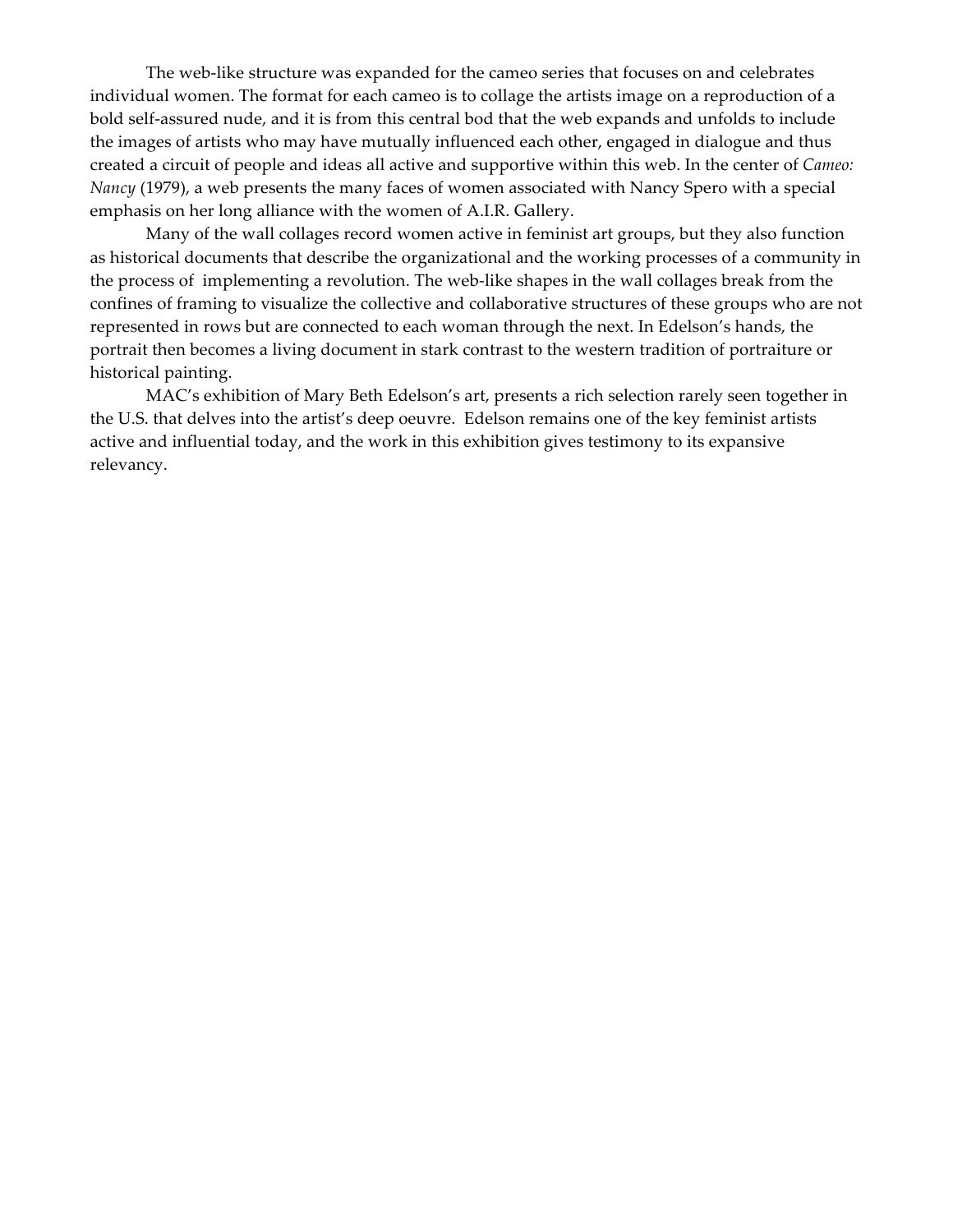The web-like structure was expanded for the cameo series that focuses on and celebrates individual women. The format for each cameo is to collage the artists image on a reproduction of a bold self-assured nude, and it is from this central bod that the web expands and unfolds to include the images of artists who may have mutually influenced each other, engaged in dialogue and thus created a circuit of people and ideas all active and supportive within this web. In the center of *Cameo: Nancy* (1979), a web presents the many faces of women associated with Nancy Spero with a special emphasis on her long alliance with the women of A.I.R. Gallery.

Many of the wall collages record women active in feminist art groups, but they also function as historical documents that describe the organizational and the working processes of a community in the process of implementing a revolution. The web-like shapes in the wall collages break from the confines of framing to visualize the collective and collaborative structures of these groups who are not represented in rows but are connected to each woman through the next. In Edelson's hands, the portrait then becomes a living document in stark contrast to the western tradition of portraiture or historical painting.

MAC's exhibition of Mary Beth Edelson's art, presents a rich selection rarely seen together in the U.S. that delves into the artist's deep oeuvre. Edelson remains one of the key feminist artists active and influential today, and the work in this exhibition gives testimony to its expansive relevancy.